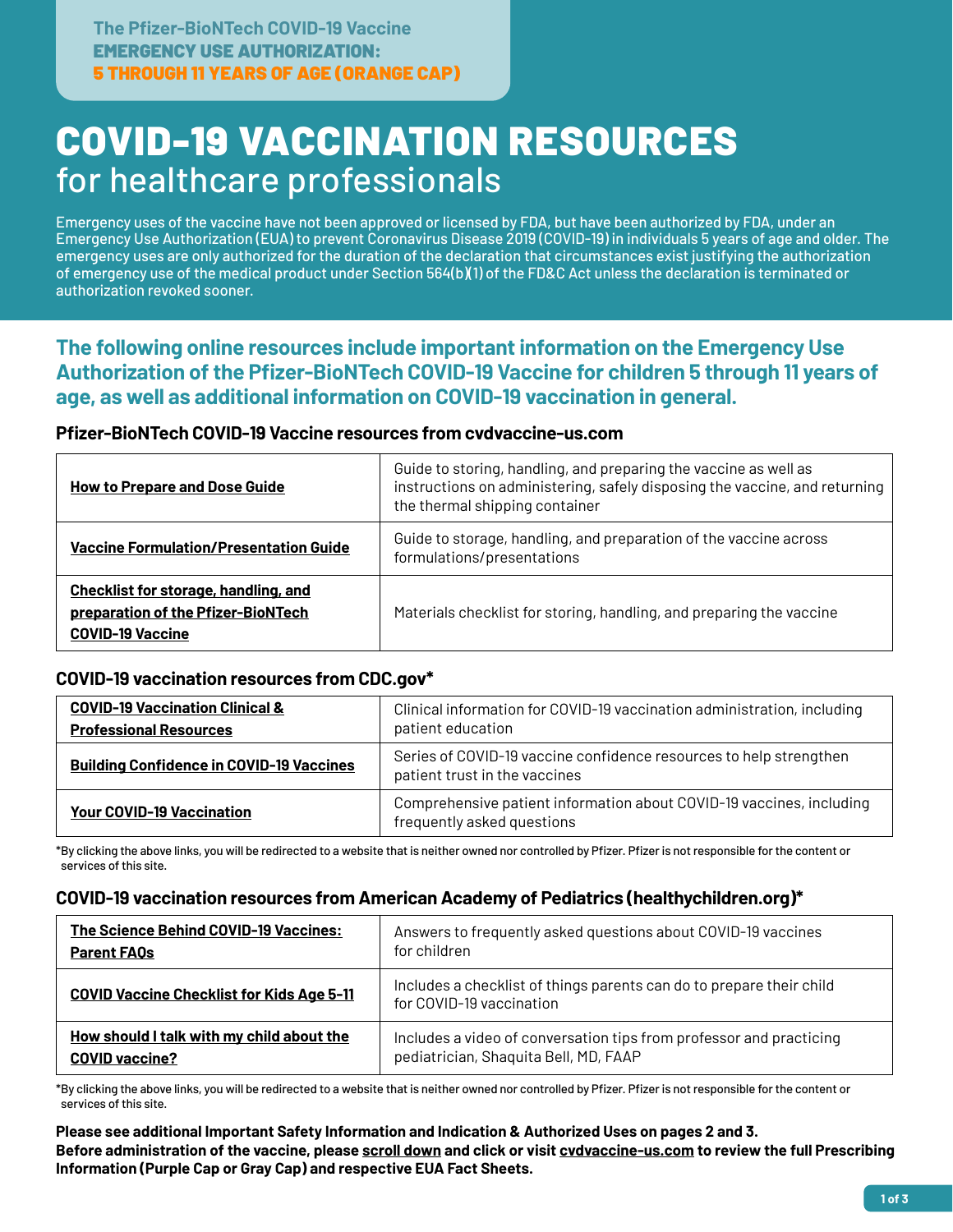The Pfizer-BioNTech COVID-19 Vaccine
**EMERGENCY USE AUTHORIZATION:**
**5 THROUGH 11 YEARS OF AGE (ORANGE CAP)**

# COVID-19 VACCINATION RESOURCES
## for healthcare professionals

Emergency uses of the vaccine have not been approved or licensed by FDA, but have been authorized by FDA, under an Emergency Use Authorization (EUA) to prevent Coronavirus Disease 2019 (COVID-19) in individuals 5 years of age and older. The emergency uses are only authorized for the duration of the declaration that circumstances exist justifying the authorization of emergency use of the medical product under Section 564(b)(1) of the FD&C Act unless the declaration is terminated or authorization revoked sooner.

## The following online resources include important information on the Emergency Use Authorization of the Pfizer-BioNTech COVID-19 Vaccine for children 5 through 11 years of age, as well as additional information on COVID-19 vaccination in general.

### Pfizer-BioNTech COVID-19 Vaccine resources from cvdvaccine-us.com

| Resource | Description |
|---|---|
| **How to Prepare and Dose Guide** | Guide to storing, handling, and preparing the vaccine as well as instructions on administering, safely disposing the vaccine, and returning the thermal shipping container |
| **Vaccine Formulation/Presentation Guide** | Guide to storage, handling, and preparation of the vaccine across formulations/presentations |
| **Checklist for storage, handling, and preparation of the Pfizer-BioNTech COVID-19 Vaccine** | Materials checklist for storing, handling, and preparing the vaccine |

### COVID-19 vaccination resources from CDC.gov*

| Resource | Description |
|---|---|
| **COVID-19 Vaccination Clinical & Professional Resources** | Clinical information for COVID-19 vaccination administration, including patient education |
| **Building Confidence in COVID-19 Vaccines** | Series of COVID-19 vaccine confidence resources to help strengthen patient trust in the vaccines |
| **Your COVID-19 Vaccination** | Comprehensive patient information about COVID-19 vaccines, including frequently asked questions |

*By clicking the above links, you will be redirected to a website that is neither owned nor controlled by Pfizer. Pfizer is not responsible for the content or services of this site.

### COVID-19 vaccination resources from American Academy of Pediatrics (healthychildren.org)*

| Resource | Description |
|---|---|
| **The Science Behind COVID-19 Vaccines: Parent FAQs** | Answers to frequently asked questions about COVID-19 vaccines for children |
| **COVID Vaccine Checklist for Kids Age 5-11** | Includes a checklist of things parents can do to prepare their child for COVID-19 vaccination |
| **How should I talk with my child about the COVID vaccine?** | Includes a video of conversation tips from professor and practicing pediatrician, Shaquita Bell, MD, FAAP |

*By clicking the above links, you will be redirected to a website that is neither owned nor controlled by Pfizer. Pfizer is not responsible for the content or services of this site.

**Please see additional Important Safety Information and Indication & Authorized Uses on pages 2 and 3.**
**Before administration of the vaccine, please scroll down and click or visit cvdvaccine-us.com to review the full Prescribing Information (Purple Cap or Gray Cap) and respective EUA Fact Sheets.**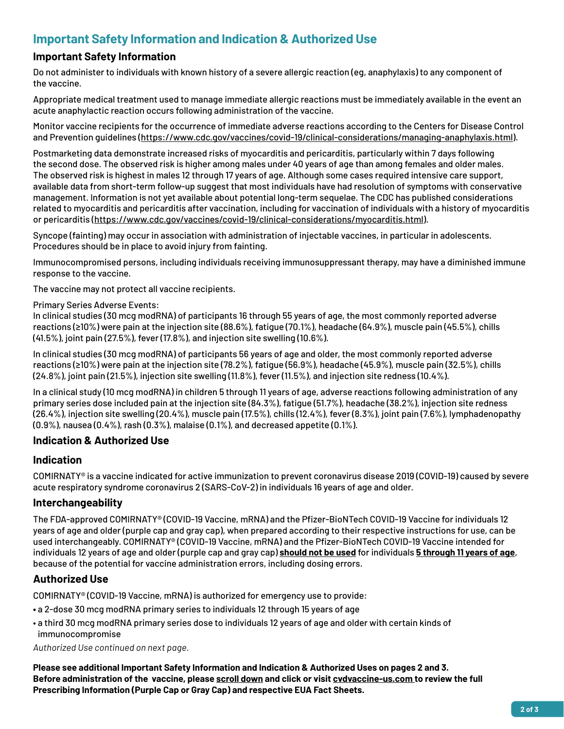## Important Safety Information and Indication & Authorized Use

### Important Safety Information

Do not administer to individuals with known history of a severe allergic reaction (eg, anaphylaxis) to any component of the vaccine.

Appropriate medical treatment used to manage immediate allergic reactions must be immediately available in the event an acute anaphylactic reaction occurs following administration of the vaccine.

Monitor vaccine recipients for the occurrence of immediate adverse reactions according to the Centers for Disease Control and Prevention guidelines (https://www.cdc.gov/vaccines/covid-19/clinical-considerations/managing-anaphylaxis.html).

Postmarketing data demonstrate increased risks of myocarditis and pericarditis, particularly within 7 days following the second dose. The observed risk is higher among males under 40 years of age than among females and older males. The observed risk is highest in males 12 through 17 years of age. Although some cases required intensive care support, available data from short-term follow-up suggest that most individuals have had resolution of symptoms with conservative management. Information is not yet available about potential long-term sequelae. The CDC has published considerations related to myocarditis and pericarditis after vaccination, including for vaccination of individuals with a history of myocarditis or pericarditis (https://www.cdc.gov/vaccines/covid-19/clinical-considerations/myocarditis.html).

Syncope (fainting) may occur in association with administration of injectable vaccines, in particular in adolescents. Procedures should be in place to avoid injury from fainting.

Immunocompromised persons, including individuals receiving immunosuppressant therapy, may have a diminished immune response to the vaccine.

The vaccine may not protect all vaccine recipients.

Primary Series Adverse Events:
In clinical studies (30 mcg modRNA) of participants 16 through 55 years of age, the most commonly reported adverse reactions (≥10%) were pain at the injection site (88.6%), fatigue (70.1%), headache (64.9%), muscle pain (45.5%), chills (41.5%), joint pain (27.5%), fever (17.8%), and injection site swelling (10.6%).

In clinical studies (30 mcg modRNA) of participants 56 years of age and older, the most commonly reported adverse reactions (≥10%) were pain at the injection site (78.2%), fatigue (56.9%), headache (45.9%), muscle pain (32.5%), chills (24.8%), joint pain (21.5%), injection site swelling (11.8%), fever (11.5%), and injection site redness (10.4%).

In a clinical study (10 mcg modRNA) in children 5 through 11 years of age, adverse reactions following administration of any primary series dose included pain at the injection site (84.3%), fatigue (51.7%), headache (38.2%), injection site redness (26.4%), injection site swelling (20.4%), muscle pain (17.5%), chills (12.4%), fever (8.3%), joint pain (7.6%), lymphadenopathy (0.9%), nausea (0.4%), rash (0.3%), malaise (0.1%), and decreased appetite (0.1%).

### Indication & Authorized Use

### Indication

COMIRNATY® is a vaccine indicated for active immunization to prevent coronavirus disease 2019 (COVID-19) caused by severe acute respiratory syndrome coronavirus 2 (SARS-CoV-2) in individuals 16 years of age and older.

### Interchangeability

The FDA-approved COMIRNATY® (COVID-19 Vaccine, mRNA) and the Pfizer-BioNTech COVID-19 Vaccine for individuals 12 years of age and older (purple cap and gray cap), when prepared according to their respective instructions for use, can be used interchangeably. COMIRNATY® (COVID-19 Vaccine, mRNA) and the Pfizer-BioNTech COVID-19 Vaccine intended for individuals 12 years of age and older (purple cap and gray cap) **should not be used** for individuals **5 through 11 years of age**, because of the potential for vaccine administration errors, including dosing errors.

### Authorized Use

COMIRNATY® (COVID-19 Vaccine, mRNA) is authorized for emergency use to provide:

- a 2-dose 30 mcg modRNA primary series to individuals 12 through 15 years of age
- a third 30 mcg modRNA primary series dose to individuals 12 years of age and older with certain kinds of immunocompromise

*Authorized Use continued on next page.*

**Please see additional Important Safety Information and Indication & Authorized Uses on pages 2 and 3.**
**Before administration of the vaccine, please scroll down and click or visit cvdvaccine-us.com to review the full Prescribing Information (Purple Cap or Gray Cap) and respective EUA Fact Sheets.**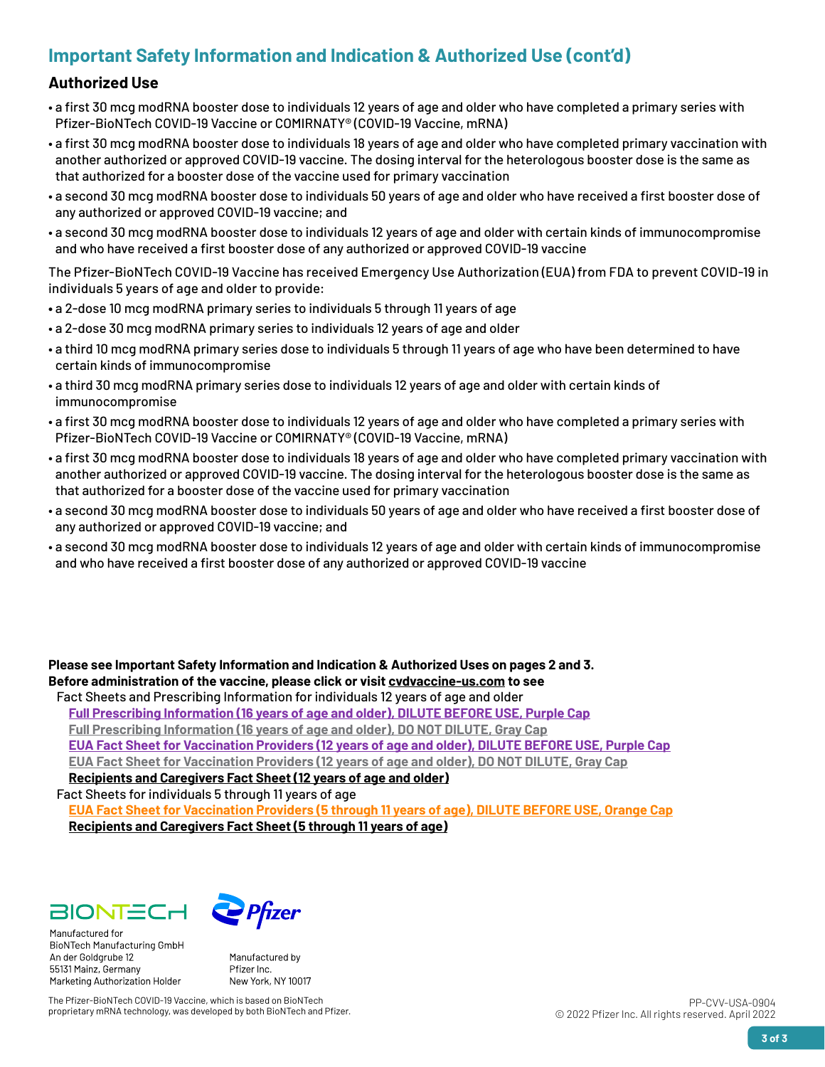## Important Safety Information and Indication & Authorized Use (cont'd)

### Authorized Use

- a first 30 mcg modRNA booster dose to individuals 12 years of age and older who have completed a primary series with Pfizer-BioNTech COVID-19 Vaccine or COMIRNATY® (COVID-19 Vaccine, mRNA)
- a first 30 mcg modRNA booster dose to individuals 18 years of age and older who have completed primary vaccination with another authorized or approved COVID-19 vaccine. The dosing interval for the heterologous booster dose is the same as that authorized for a booster dose of the vaccine used for primary vaccination
- a second 30 mcg modRNA booster dose to individuals 50 years of age and older who have received a first booster dose of any authorized or approved COVID-19 vaccine; and
- a second 30 mcg modRNA booster dose to individuals 12 years of age and older with certain kinds of immunocompromise and who have received a first booster dose of any authorized or approved COVID-19 vaccine

The Pfizer-BioNTech COVID-19 Vaccine has received Emergency Use Authorization (EUA) from FDA to prevent COVID-19 in individuals 5 years of age and older to provide:

- a 2-dose 10 mcg modRNA primary series to individuals 5 through 11 years of age
- a 2-dose 30 mcg modRNA primary series to individuals 12 years of age and older
- a third 10 mcg modRNA primary series dose to individuals 5 through 11 years of age who have been determined to have certain kinds of immunocompromise
- a third 30 mcg modRNA primary series dose to individuals 12 years of age and older with certain kinds of immunocompromise
- a first 30 mcg modRNA booster dose to individuals 12 years of age and older who have completed a primary series with Pfizer-BioNTech COVID-19 Vaccine or COMIRNATY® (COVID-19 Vaccine, mRNA)
- a first 30 mcg modRNA booster dose to individuals 18 years of age and older who have completed primary vaccination with another authorized or approved COVID-19 vaccine. The dosing interval for the heterologous booster dose is the same as that authorized for a booster dose of the vaccine used for primary vaccination
- a second 30 mcg modRNA booster dose to individuals 50 years of age and older who have received a first booster dose of any authorized or approved COVID-19 vaccine; and
- a second 30 mcg modRNA booster dose to individuals 12 years of age and older with certain kinds of immunocompromise and who have received a first booster dose of any authorized or approved COVID-19 vaccine

**Please see Important Safety Information and Indication & Authorized Uses on pages 2 and 3.**
**Before administration of the vaccine, please click or visit cvdvaccine-us.com to see**

Fact Sheets and Prescribing Information for individuals 12 years of age and older

- **Full Prescribing Information (16 years of age and older), DILUTE BEFORE USE, Purple Cap**
- **Full Prescribing Information (16 years of age and older), DO NOT DILUTE, Gray Cap**
- **EUA Fact Sheet for Vaccination Providers (12 years of age and older), DILUTE BEFORE USE, Purple Cap**
- **EUA Fact Sheet for Vaccination Providers (12 years of age and older), DO NOT DILUTE, Gray Cap**
- **Recipients and Caregivers Fact Sheet (12 years of age and older)**

Fact Sheets for individuals 5 through 11 years of age

- **EUA Fact Sheet for Vaccination Providers (5 through 11 years of age), DILUTE BEFORE USE, Orange Cap**
- **Recipients and Caregivers Fact Sheet (5 through 11 years of age)**

BIONTECH

Pfizer

Manufactured for
BioNTech Manufacturing GmbH
An der Goldgrube 12
55131 Mainz, Germany
Marketing Authorization Holder

Manufactured by
Pfizer Inc.
New York, NY 10017

The Pfizer-BioNTech COVID-19 Vaccine, which is based on BioNTech proprietary mRNA technology, was developed by both BioNTech and Pfizer.

PP-CVV-USA-0904
© 2022 Pfizer Inc. All rights reserved. April 2022